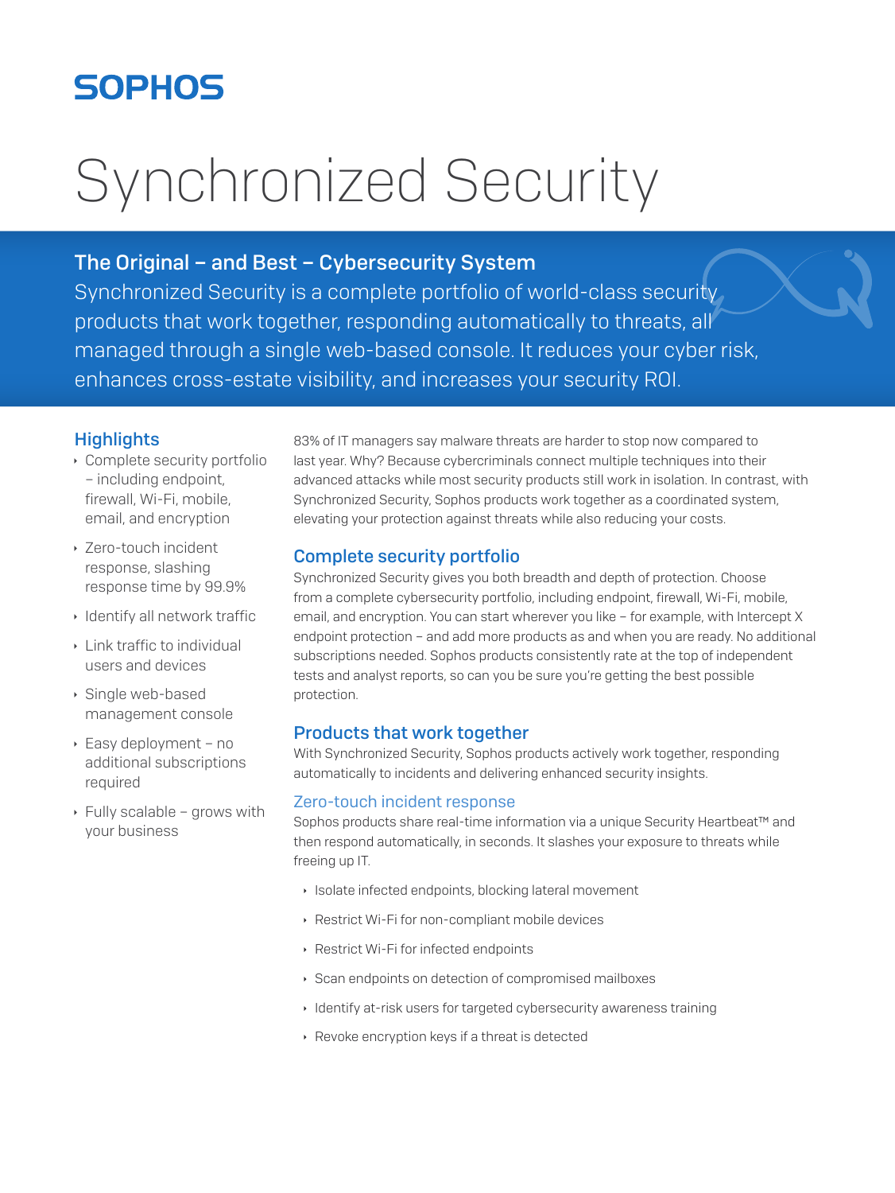# SOPHOS

# Synchronized Security

## The Original – and Best – Cybersecurity System

Synchronized Security is a complete portfolio of world-class security products that work together, responding automatically to threats, all managed through a single web-based console. It reduces your cyber risk, enhances cross-estate visibility, and increases your security ROI.

### Highlights

- Complete security portfolio – including endpoint, firewall, Wi-Fi, mobile, email, and encryption
- Zero-touch incident response, slashing response time by 99.9%
- Identify all network traffic
- Link traffic to individual users and devices
- Single web-based management console
- Easy deployment – no additional subscriptions required
- Fully scalable – grows with your business

83% of IT managers say malware threats are harder to stop now compared to last year. Why? Because cybercriminals connect multiple techniques into their advanced attacks while most security products still work in isolation. In contrast, with Synchronized Security, Sophos products work together as a coordinated system, elevating your protection against threats while also reducing your costs.

### Complete security portfolio

Synchronized Security gives you both breadth and depth of protection. Choose from a complete cybersecurity portfolio, including endpoint, firewall, Wi-Fi, mobile, email, and encryption. You can start wherever you like – for example, with Intercept X endpoint protection – and add more products as and when you are ready. No additional subscriptions needed. Sophos products consistently rate at the top of independent tests and analyst reports, so can you be sure you're getting the best possible protection.

### Products that work together

With Synchronized Security, Sophos products actively work together, responding automatically to incidents and delivering enhanced security insights.

#### Zero-touch incident response

Sophos products share real-time information via a unique Security Heartbeat™ and then respond automatically, in seconds. It slashes your exposure to threats while freeing up IT.

- Isolate infected endpoints, blocking lateral movement
- Restrict Wi-Fi for non-compliant mobile devices
- Restrict Wi-Fi for infected endpoints
- Scan endpoints on detection of compromised mailboxes
- Identify at-risk users for targeted cybersecurity awareness training
- Revoke encryption keys if a threat is detected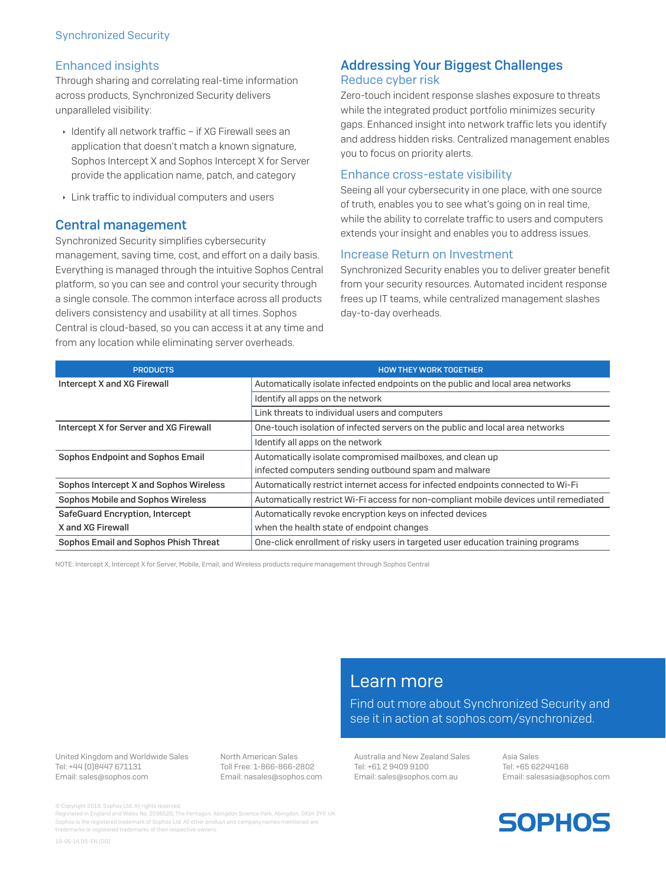Synchronized Security

## Enhanced insights

Through sharing and correlating real-time information across products, Synchronized Security delivers unparalleled visibility:

- Identify all network traffic – if XG Firewall sees an application that doesn't match a known signature, Sophos Intercept X and Sophos Intercept X for Server provide the application name, patch, and category
- Link traffic to individual computers and users

## Central management

Synchronized Security simplifies cybersecurity management, saving time, cost, and effort on a daily basis. Everything is managed through the intuitive Sophos Central platform, so you can see and control your security through a single console. The common interface across all products delivers consistency and usability at all times. Sophos Central is cloud-based, so you can access it at any time and from any location while eliminating server overheads.

## Addressing Your Biggest Challenges

### Reduce cyber risk

Zero-touch incident response slashes exposure to threats while the integrated product portfolio minimizes security gaps. Enhanced insight into network traffic lets you identify and address hidden risks. Centralized management enables you to focus on priority alerts.

### Enhance cross-estate visibility

Seeing all your cybersecurity in one place, with one source of truth, enables you to see what's going on in real time, while the ability to correlate traffic to users and computers extends your insight and enables you to address issues.

### Increase Return on Investment

Synchronized Security enables you to deliver greater benefit from your security resources. Automated incident response frees up IT teams, while centralized management slashes day-to-day overheads.

| PRODUCTS | HOW THEY WORK TOGETHER |
|---|---|
| Intercept X and XG Firewall | Automatically isolate infected endpoints on the public and local area networks |
| | Identify all apps on the network |
| | Link threats to individual users and computers |
| Intercept X for Server and XG Firewall | One-touch isolation of infected servers on the public and local area networks |
| | Identify all apps on the network |
| Sophos Endpoint and Sophos Email | Automatically isolate compromised mailboxes, and clean up infected computers sending outbound spam and malware |
| Sophos Intercept X and Sophos Wireless | Automatically restrict internet access for infected endpoints connected to Wi-Fi |
| Sophos Mobile and Sophos Wireless | Automatically restrict Wi-Fi access for non-compliant mobile devices until remediated |
| SafeGuard Encryption, Intercept X and XG Firewall | Automatically revoke encryption keys on infected devices when the health state of endpoint changes |
| Sophos Email and Sophos Phish Threat | One-click enrollment of risky users in targeted user education training programs |

NOTE: Intercept X, Intercept X for Server, Mobile, Email, and Wireless products require management through Sophos Central

## Learn more

Find out more about Synchronized Security and see it in action at sophos.com/synchronized.

United Kingdom and Worldwide Sales
Tel: +44 (0)8447 671131
Email: sales@sophos.com

North American Sales
Toll Free: 1-866-866-2802
Email: nasales@sophos.com

Australia and New Zealand Sales
Tel: +61 2 9409 9100
Email: sales@sophos.com.au

Asia Sales
Tel: +65 62244168
Email: salesasia@sophos.com

© Copyright 2019. Sophos Ltd. All rights reserved.
Registered in England and Wales No. 2096520, The Pentagon, Abingdon Science Park, Abingdon, OX14 3YP, UK
Sophos is the registered trademark of Sophos Ltd. All other product and company names mentioned are trademarks or registered trademarks of their respective owners.

19-05-14 DS-EN (DD)

SOPHOS